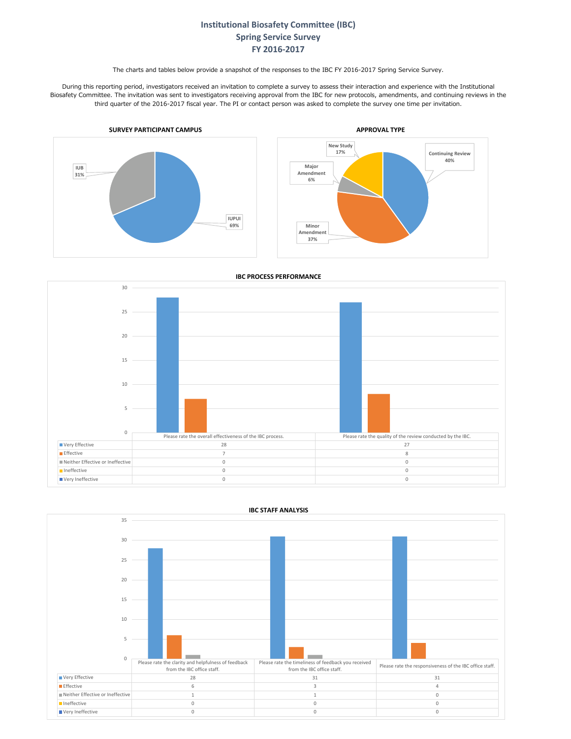# Institutional Biosafety Committee (IBC)
# Spring Service Survey
# FY 2016-2017

The charts and tables below provide a snapshot of the responses to the IBC FY 2016-2017 Spring Service Survey.

During this reporting period, investigators received an invitation to complete a survey to assess their interaction and experience with the Institutional Biosafety Committee. The invitation was sent to investigators receiving approval from the IBC for new protocols, amendments, and continuing reviews in the third quarter of the 2016-2017 fiscal year. The PI or contact person was asked to complete the survey one time per invitation.

### SURVEY PARTICIPANT CAMPUS

| Campus | Percentage |
|---|---|
| IUPUI | 69% |
| IUB | 31% |

### APPROVAL TYPE

| Approval Type | Percentage |
|---|---|
| Continuing Review | 40% |
| Minor Amendment | 37% |
| Major Amendment | 6% |
| New Study | 17% |

### IBC PROCESS PERFORMANCE

| | Please rate the overall effectiveness of the IBC process. | Please rate the quality of the review conducted by the IBC. |
|---|---|---|
| Very Effective | 28 | 27 |
| Effective | 7 | 8 |
| Neither Effective or Ineffective | 0 | 0 |
| Ineffective | 0 | 0 |
| Very Ineffective | 0 | 0 |

### IBC STAFF ANALYSIS

| | Please rate the clarity and helpfulness of feedback from the IBC office staff. | Please rate the timeliness of feedback you received from the IBC office staff. | Please rate the responsiveness of the IBC office staff. |
|---|---|---|---|
| Very Effective | 28 | 31 | 31 |
| Effective | 6 | 3 | 4 |
| Neither Effective or Ineffective | 1 | 1 | 0 |
| Ineffective | 0 | 0 | 0 |
| Very Ineffective | 0 | 0 | 0 |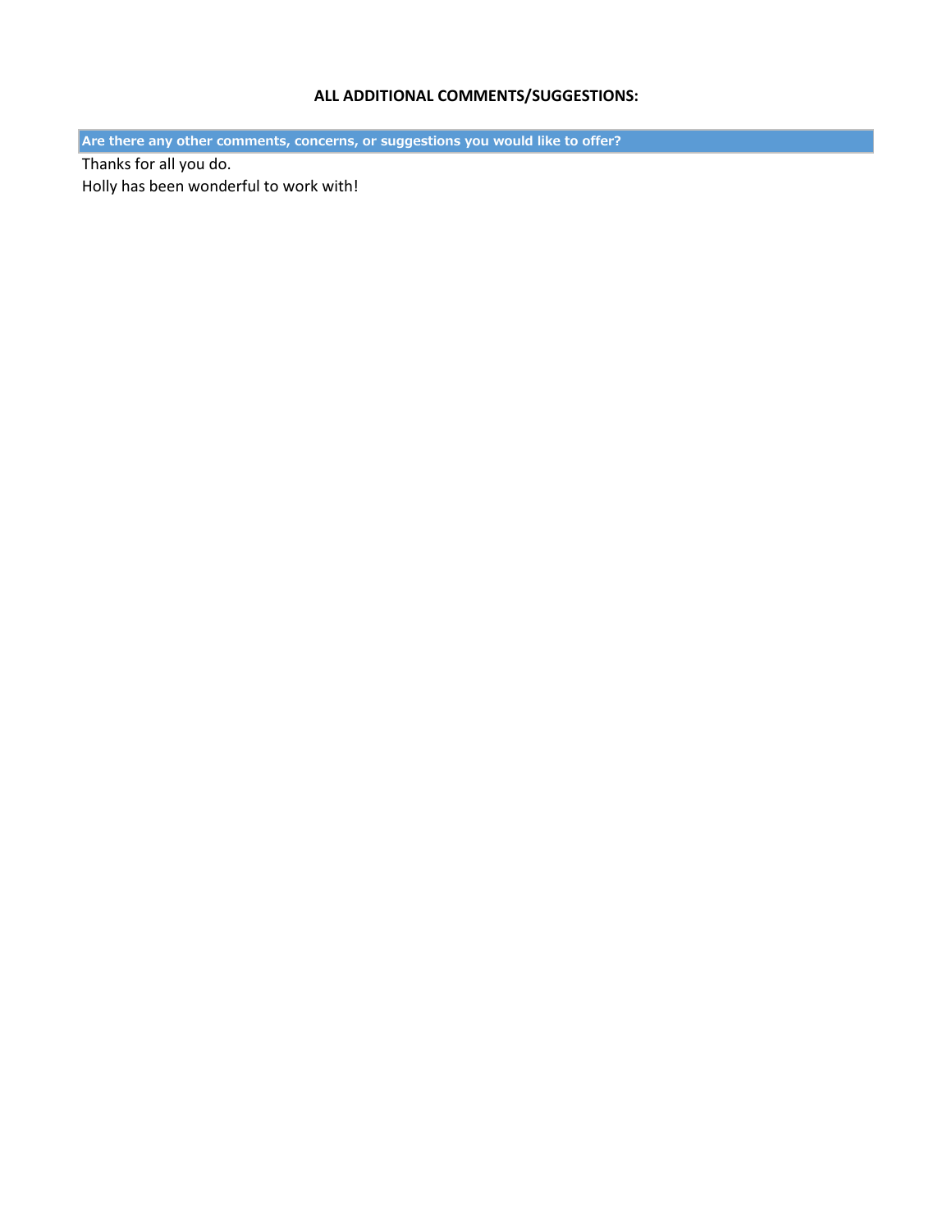## ALL ADDITIONAL COMMENTS/SUGGESTIONS:

| Are there any other comments, concerns, or suggestions you would like to offer? |
| --- |
| Thanks for all you do. |
| Holly has been wonderful to work with! |